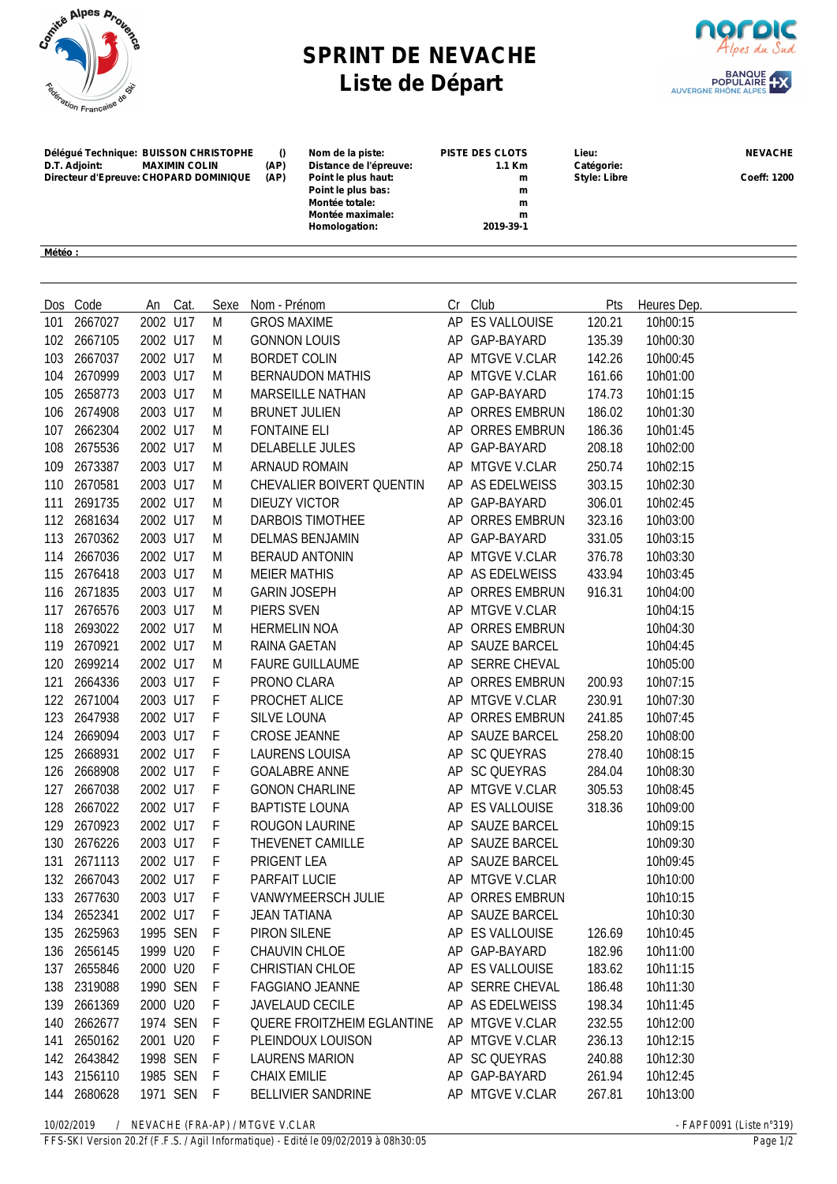# SPRINT DE NEVACHE
# Liste de Départ

| | | | | | | |
|---|---|---|---|---|---|---|
| Délégué Technique: | BUISSON CHRISTOPHE | () | Nom de la piste: | PISTE DES CLOTS | Lieu: | NEVACHE |
| D.T. Adjoint: | MAXIMIN COLIN | (AP) | Distance de l'épreuve: | 1.1 Km | Catégorie: | |
| Directeur d'Epreuve: | CHOPARD DOMINIQUE | (AP) | Point le plus haut: | m | Style: Libre | Coeff: 1200 |
| | | | Point le plus bas: | m | | |
| | | | Montée totale: | m | | |
| | | | Montée maximale: | m | | |
| | | | Homologation: | 2019-39-1 | | |

**Météo :**

| Dos | Code | An | Cat. | Sexe | Nom - Prénom | Cr | Club | Pts | Heures Dep. |
|---|---|---|---|---|---|---|---|---|---|
| 101 | 2667027 | 2002 | U17 | M | GROS MAXIME | AP | ES VALLOUISE | 120.21 | 10h00:15 |
| 102 | 2667105 | 2002 | U17 | M | GONNON LOUIS | AP | GAP-BAYARD | 135.39 | 10h00:30 |
| 103 | 2667037 | 2002 | U17 | M | BORDET COLIN | AP | MTGVE V.CLAR | 142.26 | 10h00:45 |
| 104 | 2670999 | 2003 | U17 | M | BERNAUDON MATHIS | AP | MTGVE V.CLAR | 161.66 | 10h01:00 |
| 105 | 2658773 | 2003 | U17 | M | MARSEILLE NATHAN | AP | GAP-BAYARD | 174.73 | 10h01:15 |
| 106 | 2674908 | 2003 | U17 | M | BRUNET JULIEN | AP | ORRES EMBRUN | 186.02 | 10h01:30 |
| 107 | 2662304 | 2002 | U17 | M | FONTAINE ELI | AP | ORRES EMBRUN | 186.36 | 10h01:45 |
| 108 | 2675536 | 2002 | U17 | M | DELABELLE JULES | AP | GAP-BAYARD | 208.18 | 10h02:00 |
| 109 | 2673387 | 2003 | U17 | M | ARNAUD ROMAIN | AP | MTGVE V.CLAR | 250.74 | 10h02:15 |
| 110 | 2670581 | 2003 | U17 | M | CHEVALIER BOIVERT QUENTIN | AP | AS EDELWEISS | 303.15 | 10h02:30 |
| 111 | 2691735 | 2002 | U17 | M | DIEUZY VICTOR | AP | GAP-BAYARD | 306.01 | 10h02:45 |
| 112 | 2681634 | 2002 | U17 | M | DARBOIS TIMOTHEE | AP | ORRES EMBRUN | 323.16 | 10h03:00 |
| 113 | 2670362 | 2003 | U17 | M | DELMAS BENJAMIN | AP | GAP-BAYARD | 331.05 | 10h03:15 |
| 114 | 2667036 | 2002 | U17 | M | BERAUD ANTONIN | AP | MTGVE V.CLAR | 376.78 | 10h03:30 |
| 115 | 2676418 | 2003 | U17 | M | MEIER MATHIS | AP | AS EDELWEISS | 433.94 | 10h03:45 |
| 116 | 2671835 | 2003 | U17 | M | GARIN JOSEPH | AP | ORRES EMBRUN | 916.31 | 10h04:00 |
| 117 | 2676576 | 2003 | U17 | M | PIERS SVEN | AP | MTGVE V.CLAR | | 10h04:15 |
| 118 | 2693022 | 2002 | U17 | M | HERMELIN NOA | AP | ORRES EMBRUN | | 10h04:30 |
| 119 | 2670921 | 2002 | U17 | M | RAINA GAETAN | AP | SAUZE BARCEL | | 10h04:45 |
| 120 | 2699214 | 2002 | U17 | M | FAURE GUILLAUME | AP | SERRE CHEVAL | | 10h05:00 |
| 121 | 2664336 | 2003 | U17 | F | PRONO CLARA | AP | ORRES EMBRUN | 200.93 | 10h07:15 |
| 122 | 2671004 | 2003 | U17 | F | PROCHET ALICE | AP | MTGVE V.CLAR | 230.91 | 10h07:30 |
| 123 | 2647938 | 2002 | U17 | F | SILVE LOUNA | AP | ORRES EMBRUN | 241.85 | 10h07:45 |
| 124 | 2669094 | 2003 | U17 | F | CROSE JEANNE | AP | SAUZE BARCEL | 258.20 | 10h08:00 |
| 125 | 2668931 | 2002 | U17 | F | LAURENS LOUISA | AP | SC QUEYRAS | 278.40 | 10h08:15 |
| 126 | 2668908 | 2002 | U17 | F | GOALABRE ANNE | AP | SC QUEYRAS | 284.04 | 10h08:30 |
| 127 | 2667038 | 2002 | U17 | F | GONON CHARLINE | AP | MTGVE V.CLAR | 305.53 | 10h08:45 |
| 128 | 2667022 | 2002 | U17 | F | BAPTISTE LOUNA | AP | ES VALLOUISE | 318.36 | 10h09:00 |
| 129 | 2670923 | 2002 | U17 | F | ROUGON LAURINE | AP | SAUZE BARCEL | | 10h09:15 |
| 130 | 2676226 | 2003 | U17 | F | THEVENET CAMILLE | AP | SAUZE BARCEL | | 10h09:30 |
| 131 | 2671113 | 2002 | U17 | F | PRIGENT LEA | AP | SAUZE BARCEL | | 10h09:45 |
| 132 | 2667043 | 2002 | U17 | F | PARFAIT LUCIE | AP | MTGVE V.CLAR | | 10h10:00 |
| 133 | 2677630 | 2003 | U17 | F | VANWYMEERSCH JULIE | AP | ORRES EMBRUN | | 10h10:15 |
| 134 | 2652341 | 2002 | U17 | F | JEAN TATIANA | AP | SAUZE BARCEL | | 10h10:30 |
| 135 | 2625963 | 1995 | SEN | F | PIRON SILENE | AP | ES VALLOUISE | 126.69 | 10h10:45 |
| 136 | 2656145 | 1999 | U20 | F | CHAUVIN CHLOE | AP | GAP-BAYARD | 182.96 | 10h11:00 |
| 137 | 2655846 | 2000 | U20 | F | CHRISTIAN CHLOE | AP | ES VALLOUISE | 183.62 | 10h11:15 |
| 138 | 2319088 | 1990 | SEN | F | FAGGIANO JEANNE | AP | SERRE CHEVAL | 186.48 | 10h11:30 |
| 139 | 2661369 | 2000 | U20 | F | JAVELAUD CECILE | AP | AS EDELWEISS | 198.34 | 10h11:45 |
| 140 | 2662677 | 1974 | SEN | F | QUERE FROITZHEIM EGLANTINE | AP | MTGVE V.CLAR | 232.55 | 10h12:00 |
| 141 | 2650162 | 2001 | U20 | F | PLEINDOUX LOUISON | AP | MTGVE V.CLAR | 236.13 | 10h12:15 |
| 142 | 2643842 | 1998 | SEN | F | LAURENS MARION | AP | SC QUEYRAS | 240.88 | 10h12:30 |
| 143 | 2156110 | 1985 | SEN | F | CHAIX EMILIE | AP | GAP-BAYARD | 261.94 | 10h12:45 |
| 144 | 2680628 | 1971 | SEN | F | BELLIVIER SANDRINE | AP | MTGVE V.CLAR | 267.81 | 10h13:00 |

10/02/2019 / NEVACHE (FRA-AP) / MTGVE V.CLAR - FAPF0091 (Liste n°319)

FFS-SKI Version 20.2f (F.F.S. / Agil Informatique) - Edité le 09/02/2019 à 08h30:05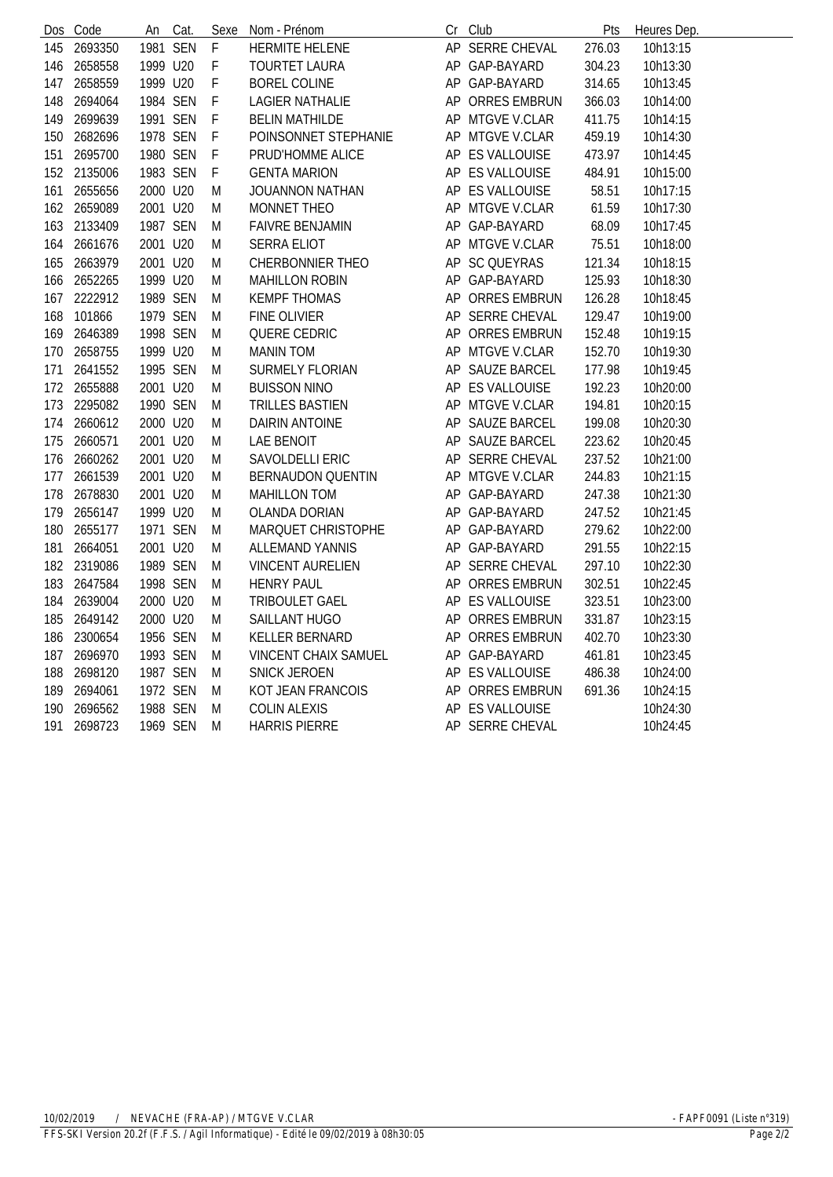| Dos | Code | An | Cat. | Sexe | Nom - Prénom | Cr | Club | Pts | Heures Dep. |
|---|---|---|---|---|---|---|---|---|---|
| 145 | 2693350 | 1981 | SEN | F | HERMITE HELENE | AP | SERRE CHEVAL | 276.03 | 10h13:15 |
| 146 | 2658558 | 1999 | U20 | F | TOURTET LAURA | AP | GAP-BAYARD | 304.23 | 10h13:30 |
| 147 | 2658559 | 1999 | U20 | F | BOREL COLINE | AP | GAP-BAYARD | 314.65 | 10h13:45 |
| 148 | 2694064 | 1984 | SEN | F | LAGIER NATHALIE | AP | ORRES EMBRUN | 366.03 | 10h14:00 |
| 149 | 2699639 | 1991 | SEN | F | BELIN MATHILDE | AP | MTGVE V.CLAR | 411.75 | 10h14:15 |
| 150 | 2682696 | 1978 | SEN | F | POINSONNET STEPHANIE | AP | MTGVE V.CLAR | 459.19 | 10h14:30 |
| 151 | 2695700 | 1980 | SEN | F | PRUD'HOMME ALICE | AP | ES VALLOUISE | 473.97 | 10h14:45 |
| 152 | 2135006 | 1983 | SEN | F | GENTA MARION | AP | ES VALLOUISE | 484.91 | 10h15:00 |
| 161 | 2655656 | 2000 | U20 | M | JOUANNON NATHAN | AP | ES VALLOUISE | 58.51 | 10h17:15 |
| 162 | 2659089 | 2001 | U20 | M | MONNET THEO | AP | MTGVE V.CLAR | 61.59 | 10h17:30 |
| 163 | 2133409 | 1987 | SEN | M | FAIVRE BENJAMIN | AP | GAP-BAYARD | 68.09 | 10h17:45 |
| 164 | 2661676 | 2001 | U20 | M | SERRA ELIOT | AP | MTGVE V.CLAR | 75.51 | 10h18:00 |
| 165 | 2663979 | 2001 | U20 | M | CHERBONNIER THEO | AP | SC QUEYRAS | 121.34 | 10h18:15 |
| 166 | 2652265 | 1999 | U20 | M | MAHILLON ROBIN | AP | GAP-BAYARD | 125.93 | 10h18:30 |
| 167 | 2222912 | 1989 | SEN | M | KEMPF THOMAS | AP | ORRES EMBRUN | 126.28 | 10h18:45 |
| 168 | 101866 | 1979 | SEN | M | FINE OLIVIER | AP | SERRE CHEVAL | 129.47 | 10h19:00 |
| 169 | 2646389 | 1998 | SEN | M | QUERE CEDRIC | AP | ORRES EMBRUN | 152.48 | 10h19:15 |
| 170 | 2658755 | 1999 | U20 | M | MANIN TOM | AP | MTGVE V.CLAR | 152.70 | 10h19:30 |
| 171 | 2641552 | 1995 | SEN | M | SURMELY FLORIAN | AP | SAUZE BARCEL | 177.98 | 10h19:45 |
| 172 | 2655888 | 2001 | U20 | M | BUISSON NINO | AP | ES VALLOUISE | 192.23 | 10h20:00 |
| 173 | 2295082 | 1990 | SEN | M | TRILLES BASTIEN | AP | MTGVE V.CLAR | 194.81 | 10h20:15 |
| 174 | 2660612 | 2000 | U20 | M | DAIRIN ANTOINE | AP | SAUZE BARCEL | 199.08 | 10h20:30 |
| 175 | 2660571 | 2001 | U20 | M | LAE BENOIT | AP | SAUZE BARCEL | 223.62 | 10h20:45 |
| 176 | 2660262 | 2001 | U20 | M | SAVOLDELLI ERIC | AP | SERRE CHEVAL | 237.52 | 10h21:00 |
| 177 | 2661539 | 2001 | U20 | M | BERNAUDON QUENTIN | AP | MTGVE V.CLAR | 244.83 | 10h21:15 |
| 178 | 2678830 | 2001 | U20 | M | MAHILLON TOM | AP | GAP-BAYARD | 247.38 | 10h21:30 |
| 179 | 2656147 | 1999 | U20 | M | OLANDA DORIAN | AP | GAP-BAYARD | 247.52 | 10h21:45 |
| 180 | 2655177 | 1971 | SEN | M | MARQUET CHRISTOPHE | AP | GAP-BAYARD | 279.62 | 10h22:00 |
| 181 | 2664051 | 2001 | U20 | M | ALLEMAND YANNIS | AP | GAP-BAYARD | 291.55 | 10h22:15 |
| 182 | 2319086 | 1989 | SEN | M | VINCENT AURELIEN | AP | SERRE CHEVAL | 297.10 | 10h22:30 |
| 183 | 2647584 | 1998 | SEN | M | HENRY PAUL | AP | ORRES EMBRUN | 302.51 | 10h22:45 |
| 184 | 2639004 | 2000 | U20 | M | TRIBOULET GAEL | AP | ES VALLOUISE | 323.51 | 10h23:00 |
| 185 | 2649142 | 2000 | U20 | M | SAILLANT HUGO | AP | ORRES EMBRUN | 331.87 | 10h23:15 |
| 186 | 2300654 | 1956 | SEN | M | KELLER BERNARD | AP | ORRES EMBRUN | 402.70 | 10h23:30 |
| 187 | 2696970 | 1993 | SEN | M | VINCENT CHAIX SAMUEL | AP | GAP-BAYARD | 461.81 | 10h23:45 |
| 188 | 2698120 | 1987 | SEN | M | SNICK JEROEN | AP | ES VALLOUISE | 486.38 | 10h24:00 |
| 189 | 2694061 | 1972 | SEN | M | KOT JEAN FRANCOIS | AP | ORRES EMBRUN | 691.36 | 10h24:15 |
| 190 | 2696562 | 1988 | SEN | M | COLIN ALEXIS | AP | ES VALLOUISE | | 10h24:30 |
| 191 | 2698723 | 1969 | SEN | M | HARRIS PIERRE | AP | SERRE CHEVAL | | 10h24:45 |